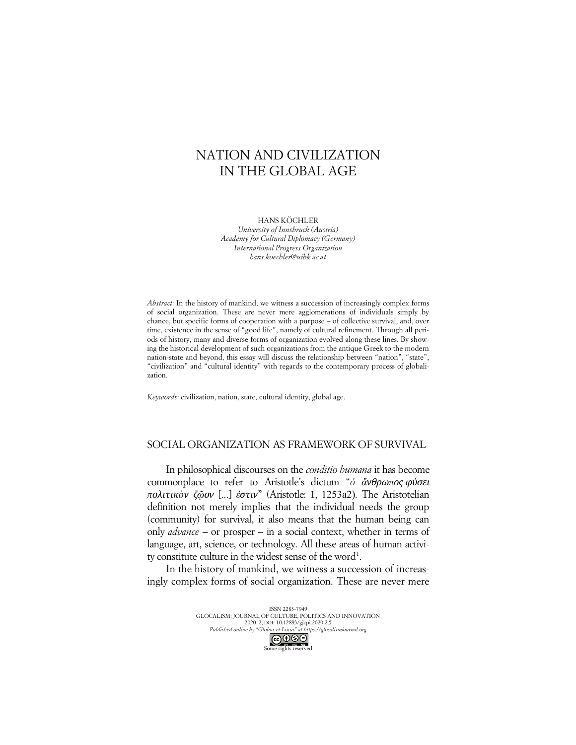# NATION AND CIVILIZATION IN THE GLOBAL AGE

HANS KÖCHLER
*University of Innsbruck (Austria)*
*Academy for Cultural Diplomacy (Germany)*
*International Progress Organization*
*hans.koechler@uibk.ac.at*

*Abstract*: In the history of mankind, we witness a succession of increasingly complex forms of social organization. These are never mere agglomerations of individuals simply by chance, but specific forms of cooperation with a purpose – of collective survival, and, over time, existence in the sense of "good life", namely of cultural refinement. Through all periods of history, many and diverse forms of organization evolved along these lines. By showing the historical development of such organizations from the antique Greek to the modern nation-state and beyond, this essay will discuss the relationship between "nation", "state", "civilization" and "cultural identity" with regards to the contemporary process of globalization.

*Keywords*: civilization, nation, state, cultural identity, global age.

## SOCIAL ORGANIZATION AS FRAMEWORK OF SURVIVAL

In philosophical discourses on the *conditio humana* it has become commonplace to refer to Aristotle's dictum "*ὁ ἄνθρωπος φύσει πολιτικὸν ζῷον* [...] *ἐστιν*" (Aristotle: 1, 1253a2). The Aristotelian definition not merely implies that the individual needs the group (community) for survival, it also means that the human being can only *advance* – or prosper – in a social context, whether in terms of language, art, science, or technology. All these areas of human activity constitute culture in the widest sense of the word[1].

In the history of mankind, we witness a succession of increasingly complex forms of social organization. These are never mere

ISSN 2283-7949
GLOCALISM: JOURNAL OF CULTURE, POLITICS AND INNOVATION
2020, 2, DOI: 10.12893/gjcpi.2020.2.5
*Published online by "Globus et Locus" at https://glocalismjournal.org*
Some rights reserved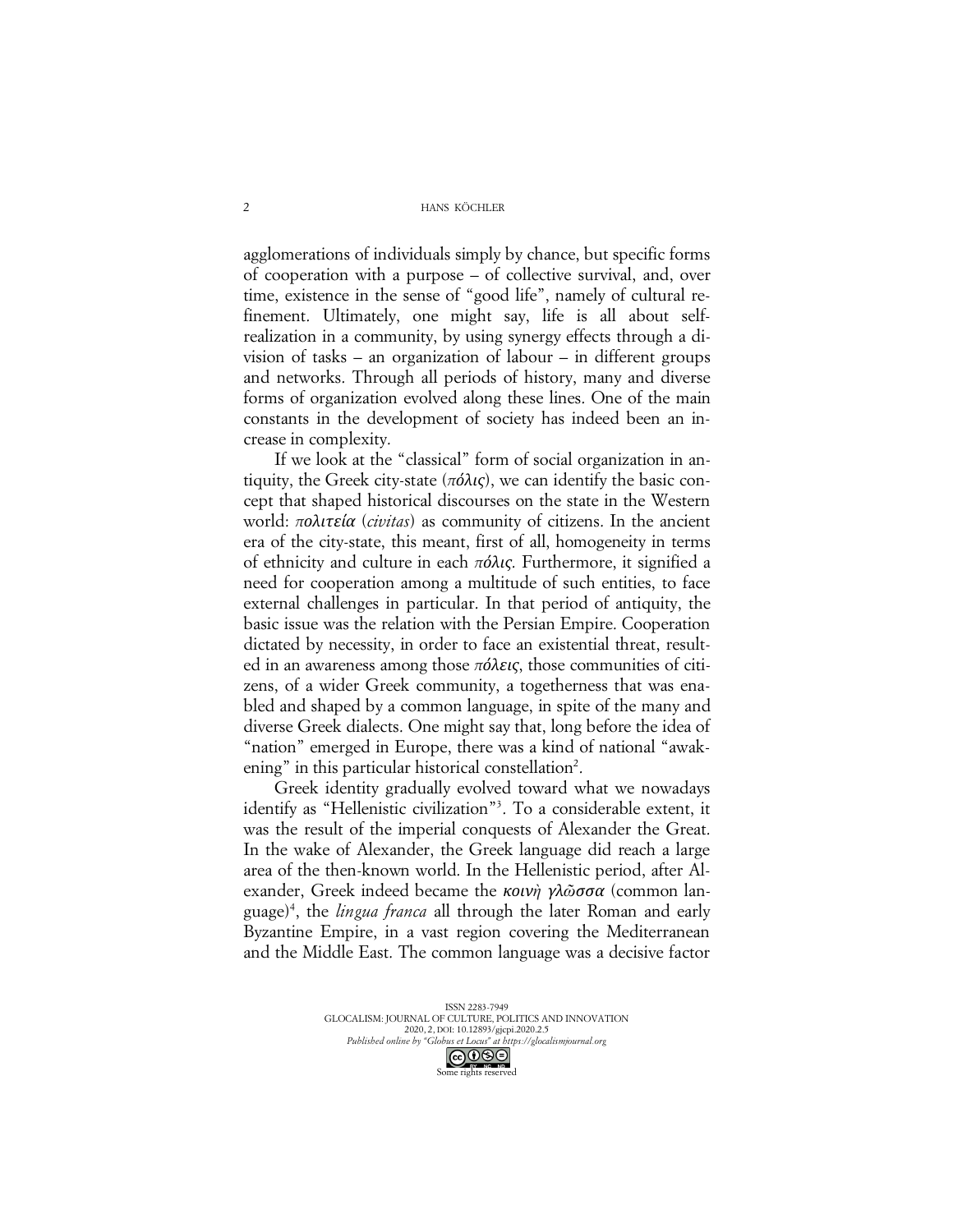agglomerations of individuals simply by chance, but specific forms of cooperation with a purpose – of collective survival, and, over time, existence in the sense of "good life", namely of cultural refinement. Ultimately, one might say, life is all about self-realization in a community, by using synergy effects through a division of tasks – an organization of labour – in different groups and networks. Through all periods of history, many and diverse forms of organization evolved along these lines. One of the main constants in the development of society has indeed been an increase in complexity.

If we look at the "classical" form of social organization in antiquity, the Greek city-state (*πόλις*), we can identify the basic concept that shaped historical discourses on the state in the Western world: *πολιτεία* (*civitas*) as community of citizens. In the ancient era of the city-state, this meant, first of all, homogeneity in terms of ethnicity and culture in each *πόλις*. Furthermore, it signified a need for cooperation among a multitude of such entities, to face external challenges in particular. In that period of antiquity, the basic issue was the relation with the Persian Empire. Cooperation dictated by necessity, in order to face an existential threat, resulted in an awareness among those *πόλεις*, those communities of citizens, of a wider Greek community, a togetherness that was enabled and shaped by a common language, in spite of the many and diverse Greek dialects. One might say that, long before the idea of "nation" emerged in Europe, there was a kind of national "awakening" in this particular historical constellation[2].

Greek identity gradually evolved toward what we nowadays identify as "Hellenistic civilization"[3]. To a considerable extent, it was the result of the imperial conquests of Alexander the Great. In the wake of Alexander, the Greek language did reach a large area of the then-known world. In the Hellenistic period, after Alexander, Greek indeed became the *κοινὴ γλῶσσα* (common language)[4], the *lingua franca* all through the later Roman and early Byzantine Empire, in a vast region covering the Mediterranean and the Middle East. The common language was a decisive factor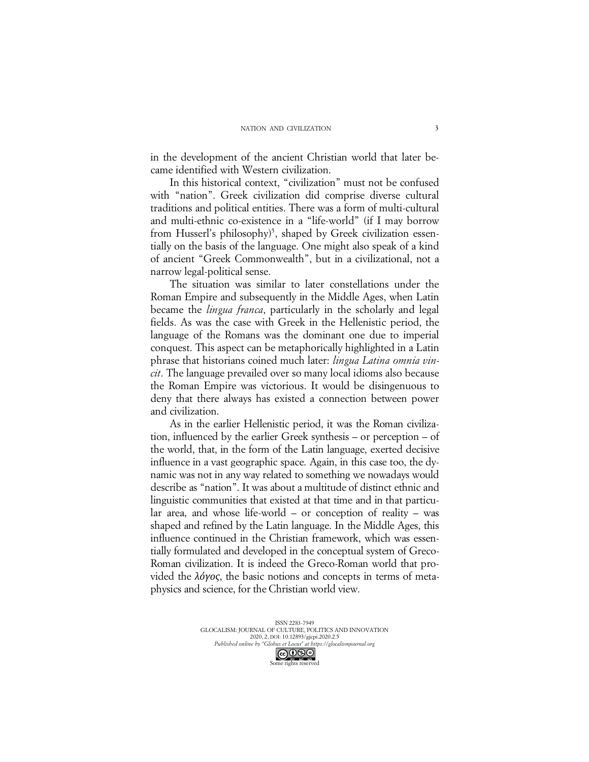in the development of the ancient Christian world that later became identified with Western civilization.

In this historical context, "civilization" must not be confused with "nation". Greek civilization did comprise diverse cultural traditions and political entities. There was a form of multi-cultural and multi-ethnic co-existence in a "life-world" (if I may borrow from Husserl's philosophy)[5], shaped by Greek civilization essentially on the basis of the language. One might also speak of a kind of ancient "Greek Commonwealth", but in a civilizational, not a narrow legal-political sense.

The situation was similar to later constellations under the Roman Empire and subsequently in the Middle Ages, when Latin became the *lingua franca*, particularly in the scholarly and legal fields. As was the case with Greek in the Hellenistic period, the language of the Romans was the dominant one due to imperial conquest. This aspect can be metaphorically highlighted in a Latin phrase that historians coined much later: *lingua Latina omnia vincit*. The language prevailed over so many local idioms also because the Roman Empire was victorious. It would be disingenuous to deny that there always has existed a connection between power and civilization.

As in the earlier Hellenistic period, it was the Roman civilization, influenced by the earlier Greek synthesis – or perception – of the world, that, in the form of the Latin language, exerted decisive influence in a vast geographic space. Again, in this case too, the dynamic was not in any way related to something we nowadays would describe as "nation". It was about a multitude of distinct ethnic and linguistic communities that existed at that time and in that particular area, and whose life-world – or conception of reality – was shaped and refined by the Latin language. In the Middle Ages, this influence continued in the Christian framework, which was essentially formulated and developed in the conceptual system of Greco-Roman civilization. It is indeed the Greco-Roman world that provided the *λόγος*, the basic notions and concepts in terms of metaphysics and science, for the Christian world view.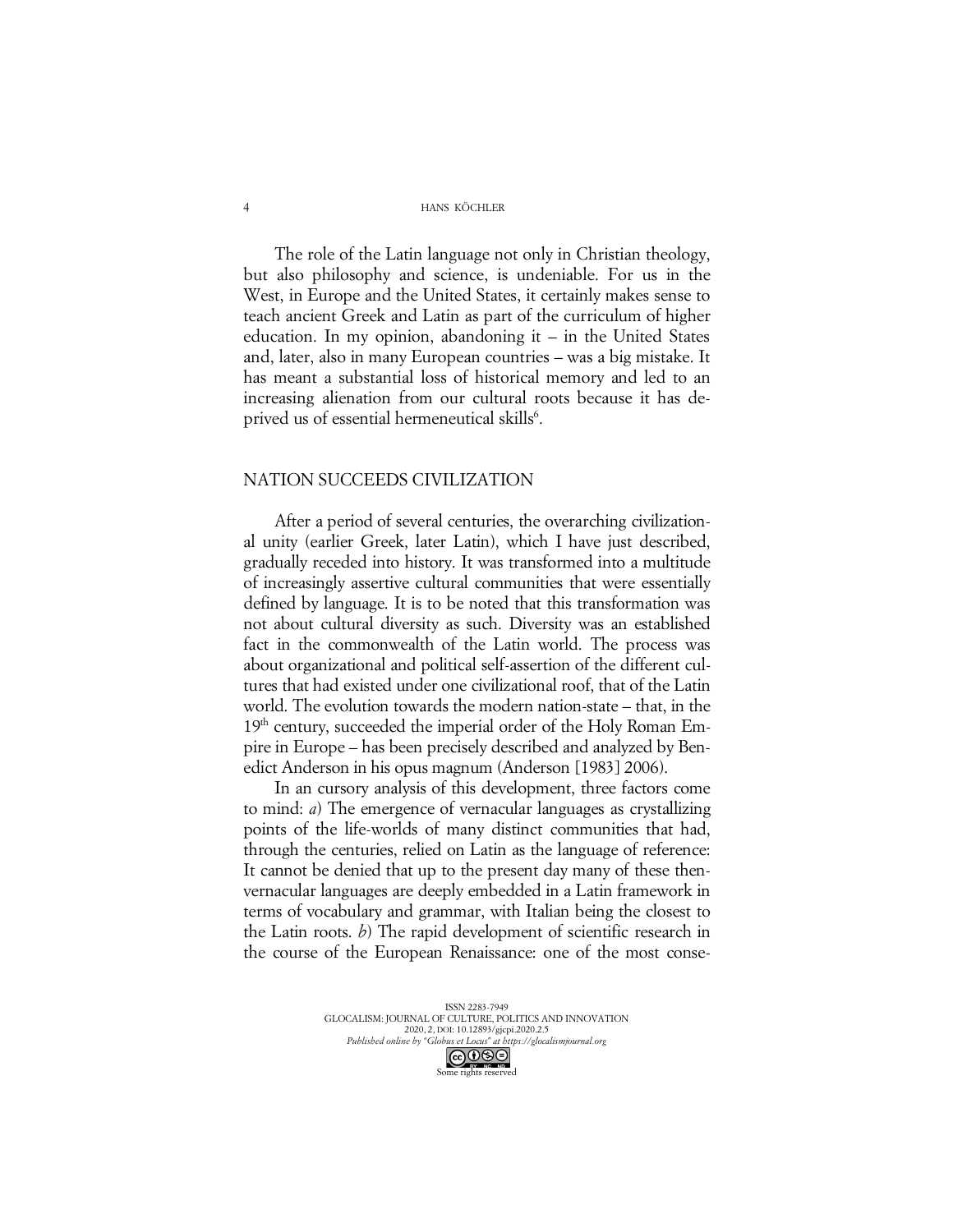The role of the Latin language not only in Christian theology, but also philosophy and science, is undeniable. For us in the West, in Europe and the United States, it certainly makes sense to teach ancient Greek and Latin as part of the curriculum of higher education. In my opinion, abandoning it – in the United States and, later, also in many European countries – was a big mistake. It has meant a substantial loss of historical memory and led to an increasing alienation from our cultural roots because it has deprived us of essential hermeneutical skills[6].

## NATION SUCCEEDS CIVILIZATION

After a period of several centuries, the overarching civilizational unity (earlier Greek, later Latin), which I have just described, gradually receded into history. It was transformed into a multitude of increasingly assertive cultural communities that were essentially defined by language. It is to be noted that this transformation was not about cultural diversity as such. Diversity was an established fact in the commonwealth of the Latin world. The process was about organizational and political self-assertion of the different cultures that had existed under one civilizational roof, that of the Latin world. The evolution towards the modern nation-state – that, in the 19th century, succeeded the imperial order of the Holy Roman Empire in Europe – has been precisely described and analyzed by Benedict Anderson in his opus magnum (Anderson [1983] 2006).

In an cursory analysis of this development, three factors come to mind: *a*) The emergence of vernacular languages as crystallizing points of the life-worlds of many distinct communities that had, through the centuries, relied on Latin as the language of reference: It cannot be denied that up to the present day many of these then-vernacular languages are deeply embedded in a Latin framework in terms of vocabulary and grammar, with Italian being the closest to the Latin roots. *b*) The rapid development of scientific research in the course of the European Renaissance: one of the most conse-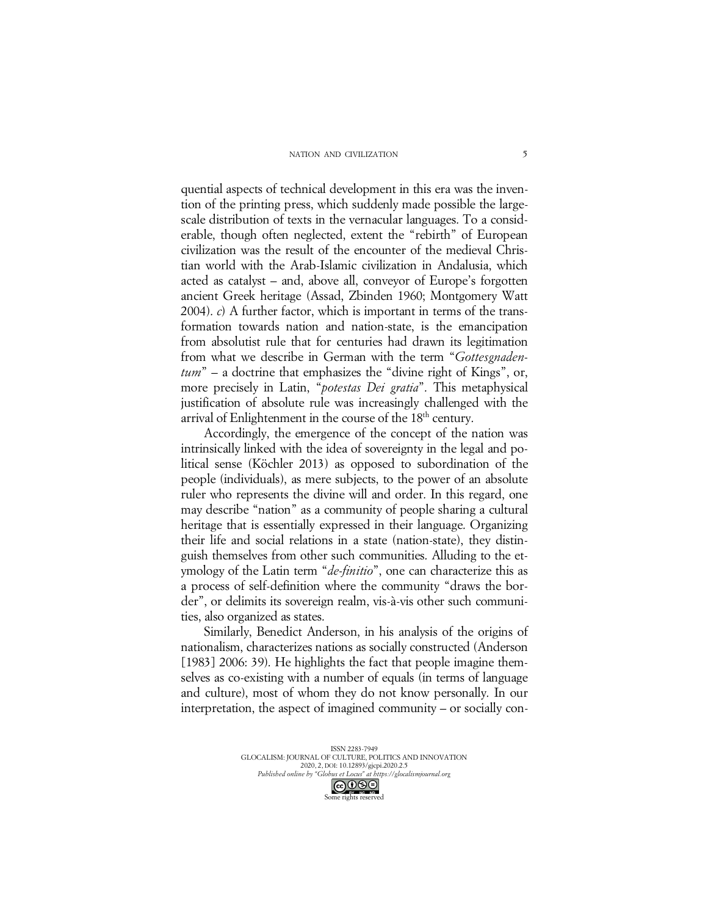quential aspects of technical development in this era was the invention of the printing press, which suddenly made possible the large-scale distribution of texts in the vernacular languages. To a considerable, though often neglected, extent the "rebirth" of European civilization was the result of the encounter of the medieval Christian world with the Arab-Islamic civilization in Andalusia, which acted as catalyst – and, above all, conveyor of Europe's forgotten ancient Greek heritage (Assad, Zbinden 1960; Montgomery Watt 2004). *c*) A further factor, which is important in terms of the transformation towards nation and nation-state, is the emancipation from absolutist rule that for centuries had drawn its legitimation from what we describe in German with the term "*Gottesgnadentum*" – a doctrine that emphasizes the "divine right of Kings", or, more precisely in Latin, "*potestas Dei gratia*". This metaphysical justification of absolute rule was increasingly challenged with the arrival of Enlightenment in the course of the 18th century.

Accordingly, the emergence of the concept of the nation was intrinsically linked with the idea of sovereignty in the legal and political sense (Köchler 2013) as opposed to subordination of the people (individuals), as mere subjects, to the power of an absolute ruler who represents the divine will and order. In this regard, one may describe "nation" as a community of people sharing a cultural heritage that is essentially expressed in their language. Organizing their life and social relations in a state (nation-state), they distinguish themselves from other such communities. Alluding to the etymology of the Latin term "*de-finitio*", one can characterize this as a process of self-definition where the community "draws the border", or delimits its sovereign realm, vis-à-vis other such communities, also organized as states.

Similarly, Benedict Anderson, in his analysis of the origins of nationalism, characterizes nations as socially constructed (Anderson [1983] 2006: 39). He highlights the fact that people imagine themselves as co-existing with a number of equals (in terms of language and culture), most of whom they do not know personally. In our interpretation, the aspect of imagined community – or socially con-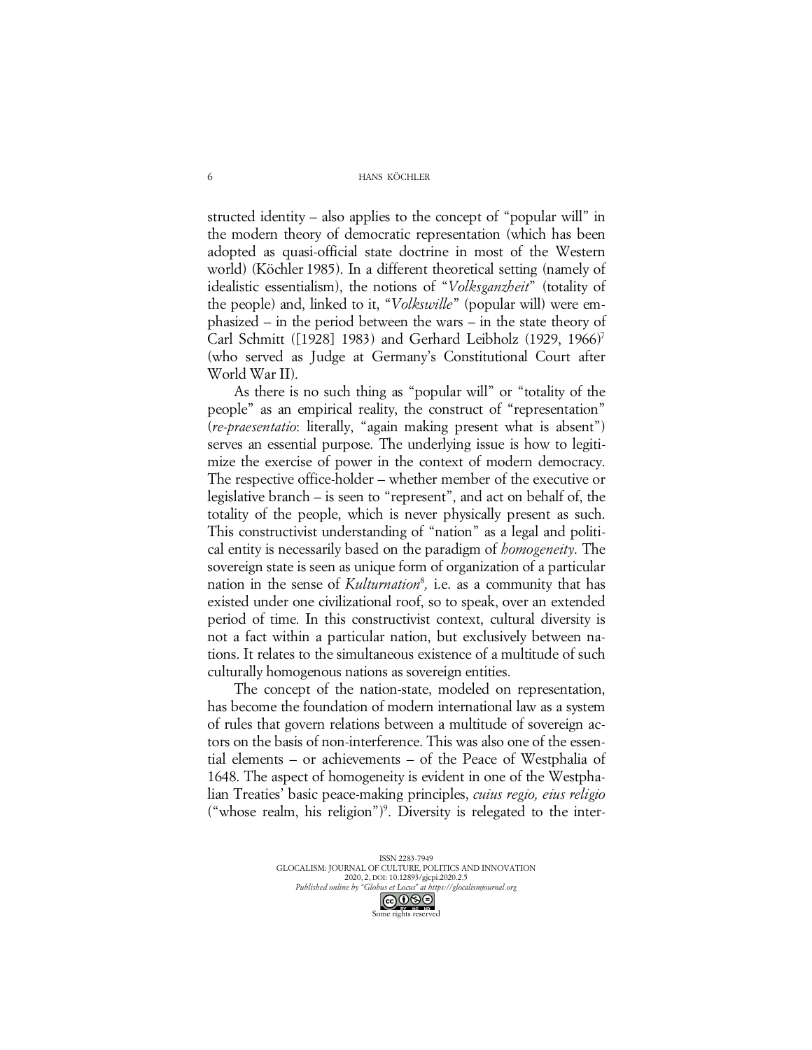structed identity – also applies to the concept of "popular will" in the modern theory of democratic representation (which has been adopted as quasi-official state doctrine in most of the Western world) (Köchler 1985). In a different theoretical setting (namely of idealistic essentialism), the notions of "*Volksganzheit*" (totality of the people) and, linked to it, "*Volkswille*" (popular will) were emphasized – in the period between the wars – in the state theory of Carl Schmitt ([1928] 1983) and Gerhard Leibholz (1929, 1966)[7] (who served as Judge at Germany's Constitutional Court after World War II).

As there is no such thing as "popular will" or "totality of the people" as an empirical reality, the construct of "representation" (*re-praesentatio*: literally, "again making present what is absent") serves an essential purpose. The underlying issue is how to legitimize the exercise of power in the context of modern democracy. The respective office-holder – whether member of the executive or legislative branch – is seen to "represent", and act on behalf of, the totality of the people, which is never physically present as such. This constructivist understanding of "nation" as a legal and political entity is necessarily based on the paradigm of *homogeneity*. The sovereign state is seen as unique form of organization of a particular nation in the sense of *Kulturnation*[8], i.e. as a community that has existed under one civilizational roof, so to speak, over an extended period of time. In this constructivist context, cultural diversity is not a fact within a particular nation, but exclusively between nations. It relates to the simultaneous existence of a multitude of such culturally homogenous nations as sovereign entities.

The concept of the nation-state, modeled on representation, has become the foundation of modern international law as a system of rules that govern relations between a multitude of sovereign actors on the basis of non-interference. This was also one of the essential elements – or achievements – of the Peace of Westphalia of 1648. The aspect of homogeneity is evident in one of the Westphalian Treaties' basic peace-making principles, *cuius regio, eius religio* ("whose realm, his religion")[9]. Diversity is relegated to the inter-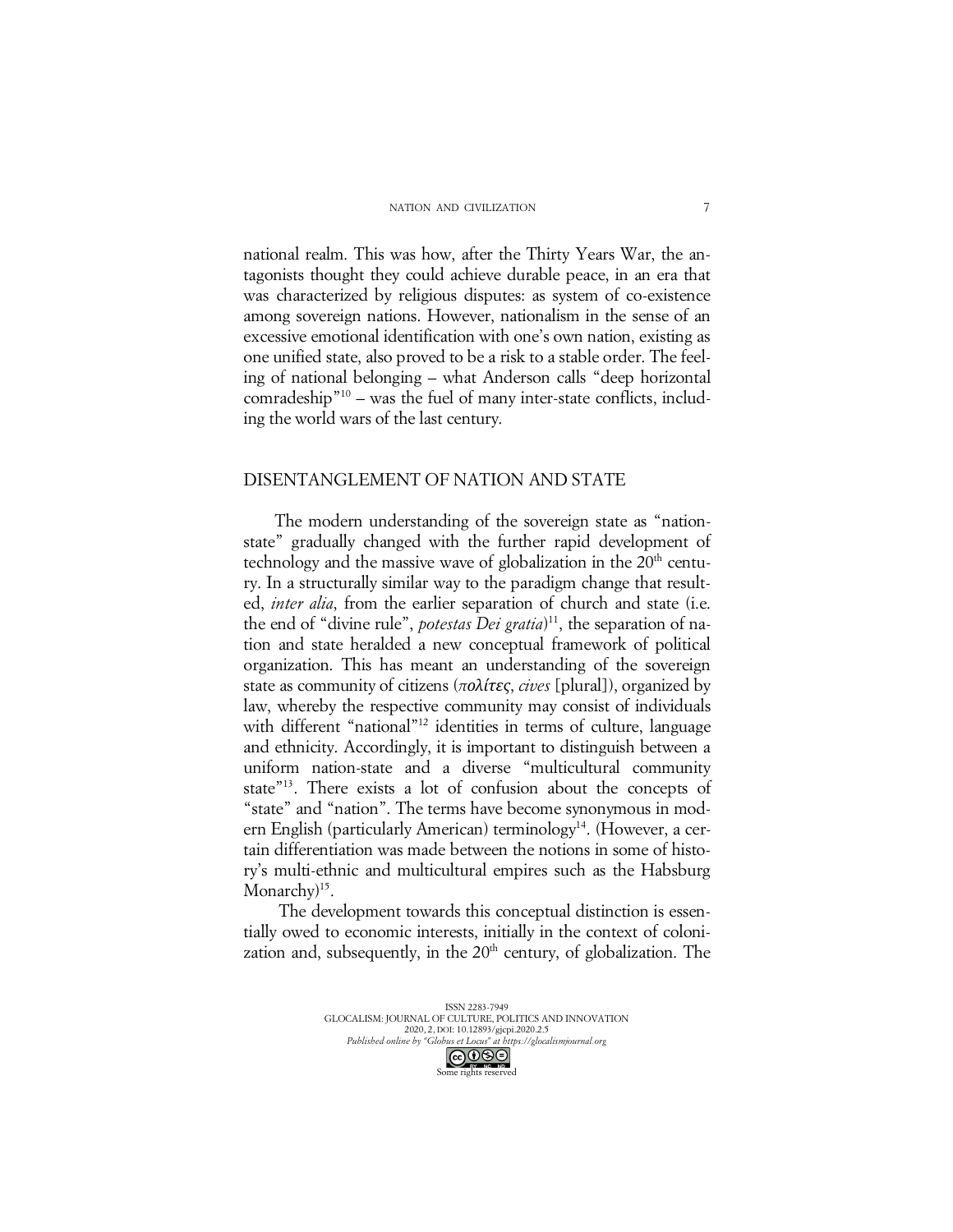national realm. This was how, after the Thirty Years War, the antagonists thought they could achieve durable peace, in an era that was characterized by religious disputes: as system of co-existence among sovereign nations. However, nationalism in the sense of an excessive emotional identification with one's own nation, existing as one unified state, also proved to be a risk to a stable order. The feeling of national belonging – what Anderson calls "deep horizontal comradeship"[10] – was the fuel of many inter-state conflicts, including the world wars of the last century.

## DISENTANGLEMENT OF NATION AND STATE

The modern understanding of the sovereign state as "nation-state" gradually changed with the further rapid development of technology and the massive wave of globalization in the 20th century. In a structurally similar way to the paradigm change that resulted, *inter alia*, from the earlier separation of church and state (i.e. the end of "divine rule", *potestas Dei gratia*)[11], the separation of nation and state heralded a new conceptual framework of political organization. This has meant an understanding of the sovereign state as community of citizens (*πολίτες*, *cives* [plural]), organized by law, whereby the respective community may consist of individuals with different "national"[12] identities in terms of culture, language and ethnicity. Accordingly, it is important to distinguish between a uniform nation-state and a diverse "multicultural community state"[13]. There exists a lot of confusion about the concepts of "state" and "nation". The terms have become synonymous in modern English (particularly American) terminology[14]. (However, a certain differentiation was made between the notions in some of history's multi-ethnic and multicultural empires such as the Habsburg Monarchy)[15].

The development towards this conceptual distinction is essentially owed to economic interests, initially in the context of colonization and, subsequently, in the 20th century, of globalization. The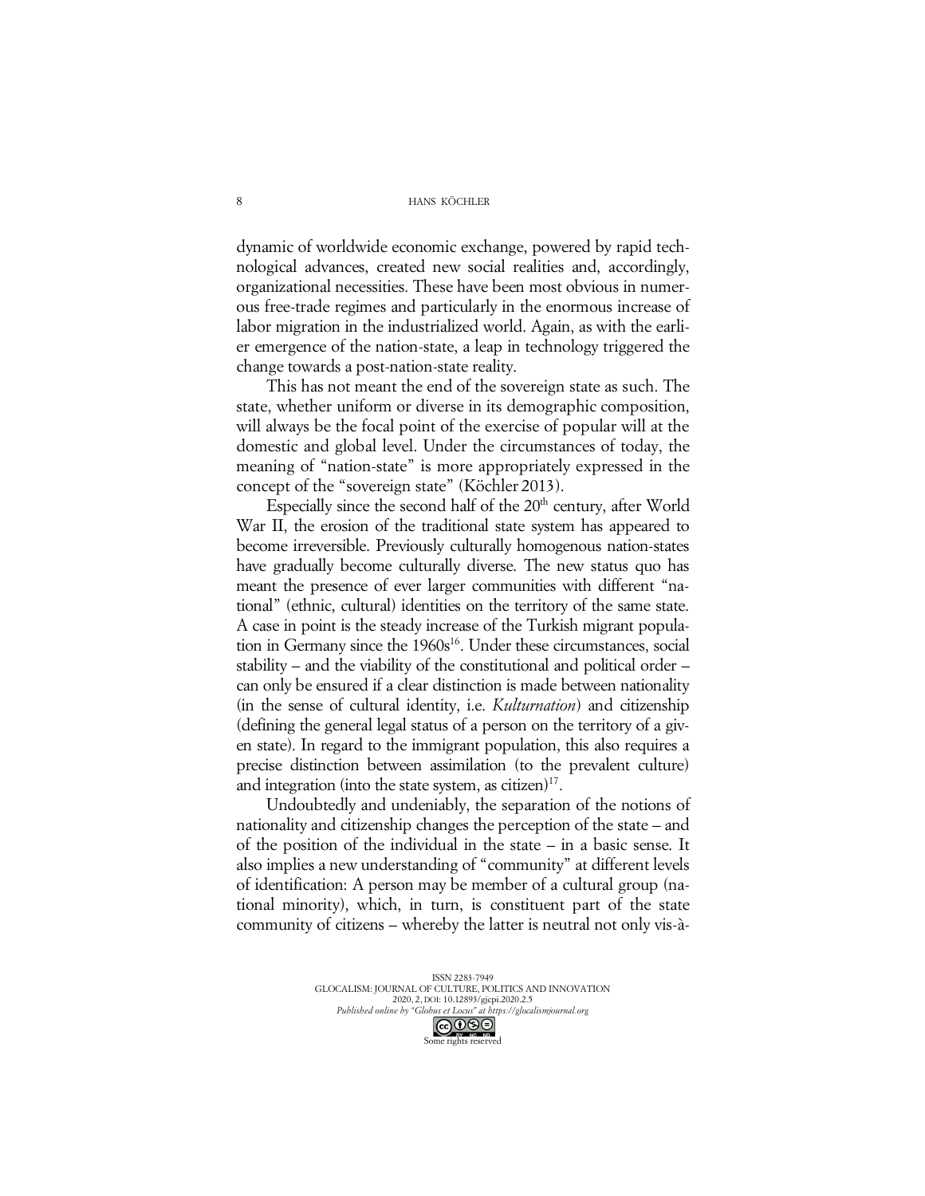dynamic of worldwide economic exchange, powered by rapid technological advances, created new social realities and, accordingly, organizational necessities. These have been most obvious in numerous free-trade regimes and particularly in the enormous increase of labor migration in the industrialized world. Again, as with the earlier emergence of the nation-state, a leap in technology triggered the change towards a post-nation-state reality.

This has not meant the end of the sovereign state as such. The state, whether uniform or diverse in its demographic composition, will always be the focal point of the exercise of popular will at the domestic and global level. Under the circumstances of today, the meaning of "nation-state" is more appropriately expressed in the concept of the "sovereign state" (Köchler 2013).

Especially since the second half of the 20th century, after World War II, the erosion of the traditional state system has appeared to become irreversible. Previously culturally homogenous nation-states have gradually become culturally diverse. The new status quo has meant the presence of ever larger communities with different "national" (ethnic, cultural) identities on the territory of the same state. A case in point is the steady increase of the Turkish migrant population in Germany since the 1960s[16]. Under these circumstances, social stability – and the viability of the constitutional and political order – can only be ensured if a clear distinction is made between nationality (in the sense of cultural identity, i.e. *Kulturnation*) and citizenship (defining the general legal status of a person on the territory of a given state). In regard to the immigrant population, this also requires a precise distinction between assimilation (to the prevalent culture) and integration (into the state system, as citizen)[17].

Undoubtedly and undeniably, the separation of the notions of nationality and citizenship changes the perception of the state – and of the position of the individual in the state – in a basic sense. It also implies a new understanding of "community" at different levels of identification: A person may be member of a cultural group (national minority), which, in turn, is constituent part of the state community of citizens – whereby the latter is neutral not only vis-à-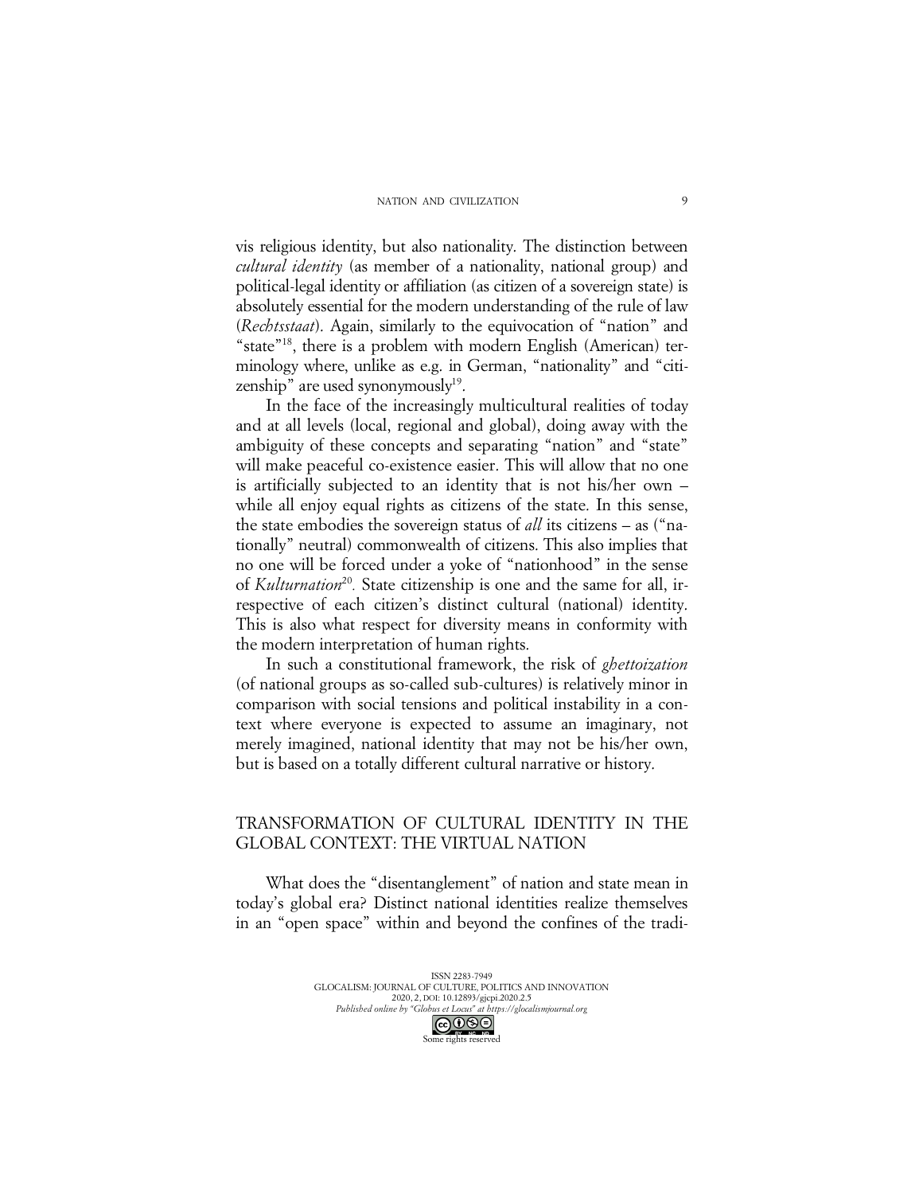vis religious identity, but also nationality. The distinction between *cultural identity* (as member of a nationality, national group) and political-legal identity or affiliation (as citizen of a sovereign state) is absolutely essential for the modern understanding of the rule of law (*Rechtsstaat*). Again, similarly to the equivocation of "nation" and "state"[18], there is a problem with modern English (American) terminology where, unlike as e.g. in German, "nationality" and "citizenship" are used synonymously[19].

In the face of the increasingly multicultural realities of today and at all levels (local, regional and global), doing away with the ambiguity of these concepts and separating "nation" and "state" will make peaceful co-existence easier. This will allow that no one is artificially subjected to an identity that is not his/her own – while all enjoy equal rights as citizens of the state. In this sense, the state embodies the sovereign status of *all* its citizens – as ("nationally" neutral) commonwealth of citizens. This also implies that no one will be forced under a yoke of "nationhood" in the sense of *Kulturnation*[20]. State citizenship is one and the same for all, irrespective of each citizen's distinct cultural (national) identity. This is also what respect for diversity means in conformity with the modern interpretation of human rights.

In such a constitutional framework, the risk of *ghettoization* (of national groups as so-called sub-cultures) is relatively minor in comparison with social tensions and political instability in a context where everyone is expected to assume an imaginary, not merely imagined, national identity that may not be his/her own, but is based on a totally different cultural narrative or history.

## TRANSFORMATION OF CULTURAL IDENTITY IN THE GLOBAL CONTEXT: THE VIRTUAL NATION

What does the "disentanglement" of nation and state mean in today's global era? Distinct national identities realize themselves in an "open space" within and beyond the confines of the tradi-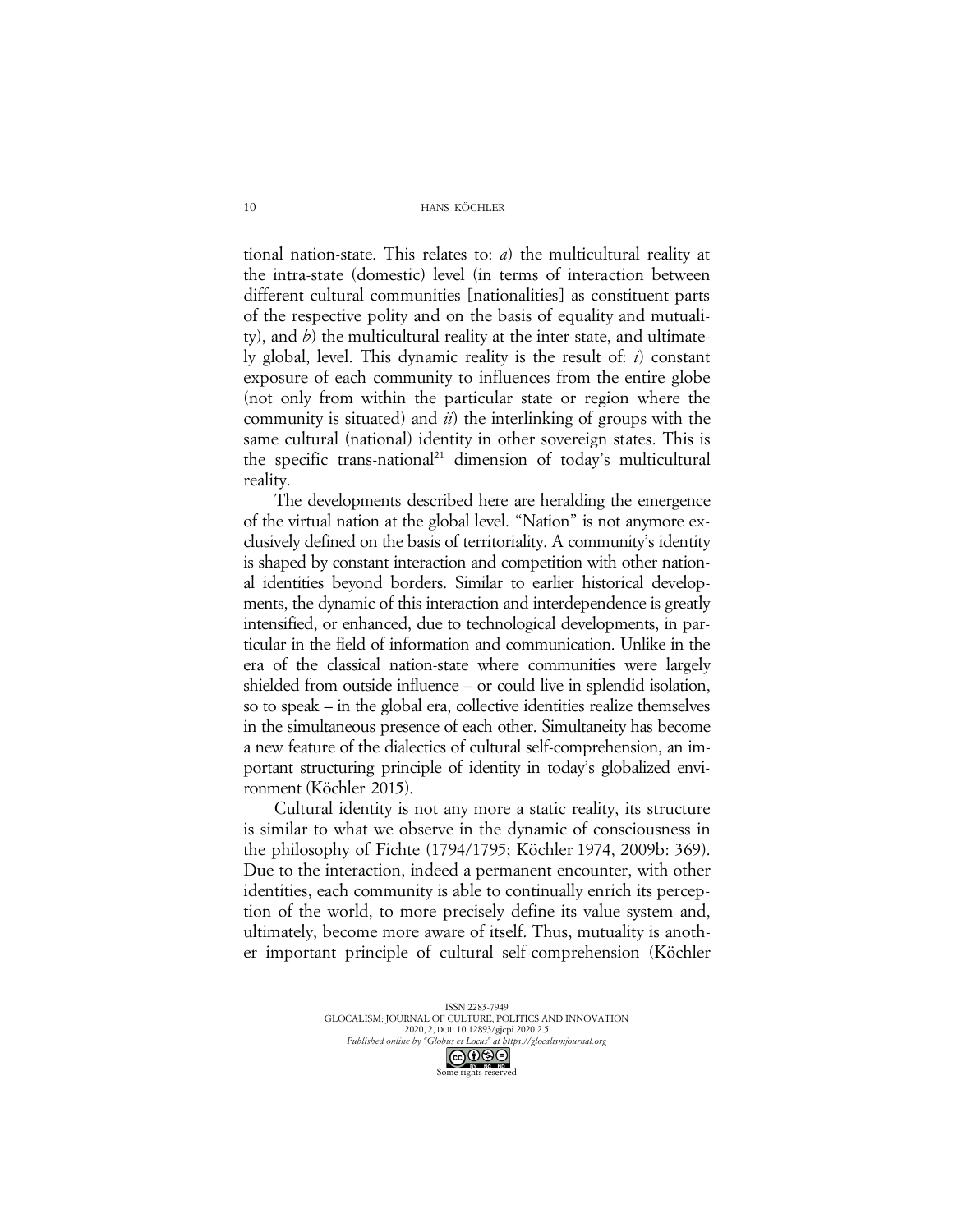tional nation-state. This relates to: *a*) the multicultural reality at the intra-state (domestic) level (in terms of interaction between different cultural communities [nationalities] as constituent parts of the respective polity and on the basis of equality and mutuality), and *b*) the multicultural reality at the inter-state, and ultimately global, level. This dynamic reality is the result of: *i*) constant exposure of each community to influences from the entire globe (not only from within the particular state or region where the community is situated) and *ii*) the interlinking of groups with the same cultural (national) identity in other sovereign states. This is the specific trans-national[21] dimension of today's multicultural reality.

The developments described here are heralding the emergence of the virtual nation at the global level. "Nation" is not anymore exclusively defined on the basis of territoriality. A community's identity is shaped by constant interaction and competition with other national identities beyond borders. Similar to earlier historical developments, the dynamic of this interaction and interdependence is greatly intensified, or enhanced, due to technological developments, in particular in the field of information and communication. Unlike in the era of the classical nation-state where communities were largely shielded from outside influence – or could live in splendid isolation, so to speak – in the global era, collective identities realize themselves in the simultaneous presence of each other. Simultaneity has become a new feature of the dialectics of cultural self-comprehension, an important structuring principle of identity in today's globalized environment (Köchler 2015).

Cultural identity is not any more a static reality, its structure is similar to what we observe in the dynamic of consciousness in the philosophy of Fichte (1794/1795; Köchler 1974, 2009b: 369). Due to the interaction, indeed a permanent encounter, with other identities, each community is able to continually enrich its perception of the world, to more precisely define its value system and, ultimately, become more aware of itself. Thus, mutuality is another important principle of cultural self-comprehension (Köchler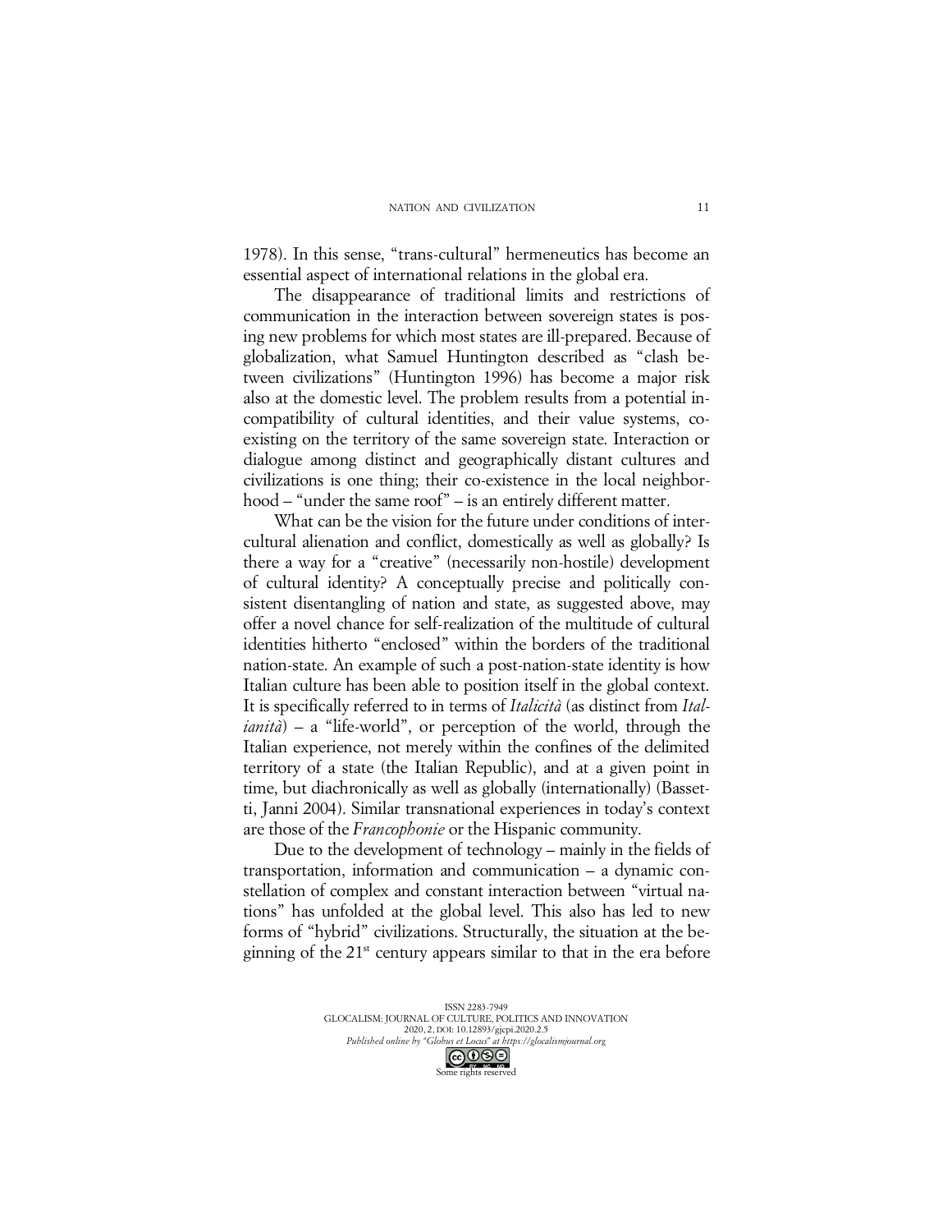1978). In this sense, "trans-cultural" hermeneutics has become an essential aspect of international relations in the global era.

The disappearance of traditional limits and restrictions of communication in the interaction between sovereign states is posing new problems for which most states are ill-prepared. Because of globalization, what Samuel Huntington described as "clash between civilizations" (Huntington 1996) has become a major risk also at the domestic level. The problem results from a potential incompatibility of cultural identities, and their value systems, co-existing on the territory of the same sovereign state. Interaction or dialogue among distinct and geographically distant cultures and civilizations is one thing; their co-existence in the local neighborhood – "under the same roof" – is an entirely different matter.

What can be the vision for the future under conditions of intercultural alienation and conflict, domestically as well as globally? Is there a way for a "creative" (necessarily non-hostile) development of cultural identity? A conceptually precise and politically consistent disentangling of nation and state, as suggested above, may offer a novel chance for self-realization of the multitude of cultural identities hitherto "enclosed" within the borders of the traditional nation-state. An example of such a post-nation-state identity is how Italian culture has been able to position itself in the global context. It is specifically referred to in terms of *Italicità* (as distinct from *Italianità*) – a "life-world", or perception of the world, through the Italian experience, not merely within the confines of the delimited territory of a state (the Italian Republic), and at a given point in time, but diachronically as well as globally (internationally) (Bassetti, Janni 2004). Similar transnational experiences in today's context are those of the *Francophonie* or the Hispanic community.

Due to the development of technology – mainly in the fields of transportation, information and communication – a dynamic constellation of complex and constant interaction between "virtual nations" has unfolded at the global level. This also has led to new forms of "hybrid" civilizations. Structurally, the situation at the beginning of the 21st century appears similar to that in the era before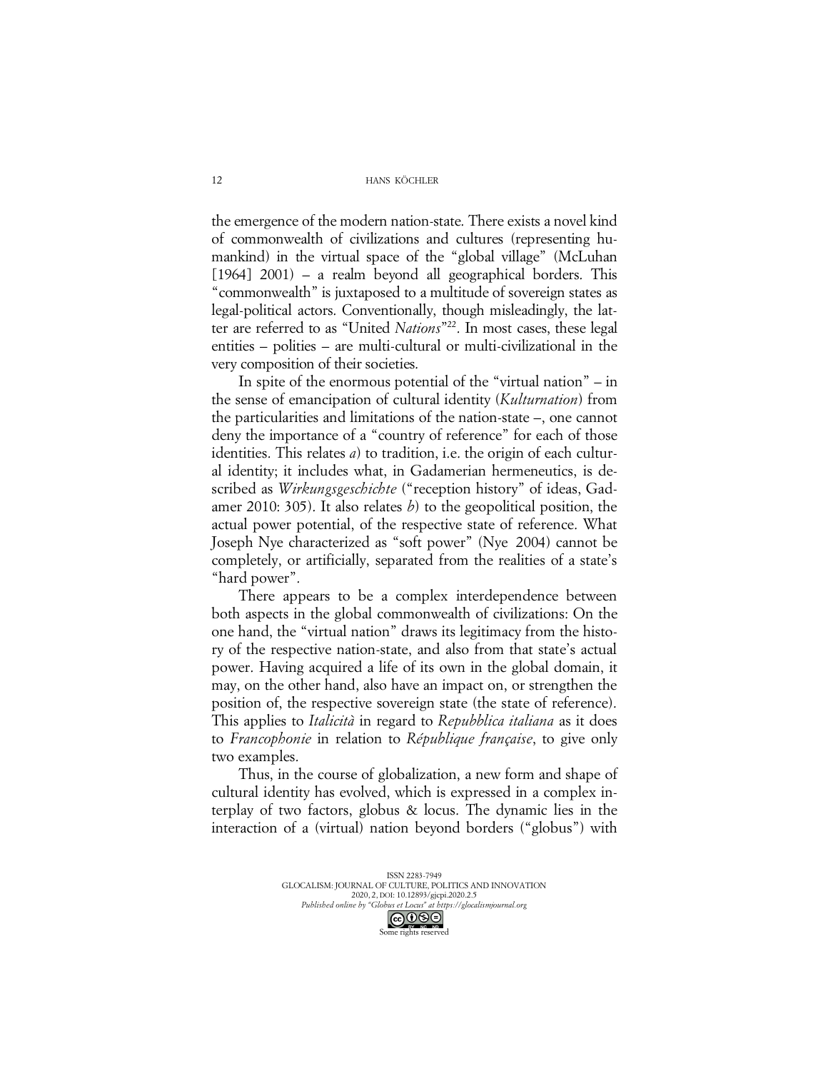the emergence of the modern nation-state. There exists a novel kind of commonwealth of civilizations and cultures (representing humankind) in the virtual space of the "global village" (McLuhan [1964] 2001) – a realm beyond all geographical borders. This "commonwealth" is juxtaposed to a multitude of sovereign states as legal-political actors. Conventionally, though misleadingly, the latter are referred to as "United *Nations*"[22]. In most cases, these legal entities – polities – are multi-cultural or multi-civilizational in the very composition of their societies.

In spite of the enormous potential of the "virtual nation" – in the sense of emancipation of cultural identity (*Kulturnation*) from the particularities and limitations of the nation-state –, one cannot deny the importance of a "country of reference" for each of those identities. This relates *a*) to tradition, i.e. the origin of each cultural identity; it includes what, in Gadamerian hermeneutics, is described as *Wirkungsgeschichte* ("reception history" of ideas, Gadamer 2010: 305). It also relates *b*) to the geopolitical position, the actual power potential, of the respective state of reference. What Joseph Nye characterized as "soft power" (Nye 2004) cannot be completely, or artificially, separated from the realities of a state's "hard power".

There appears to be a complex interdependence between both aspects in the global commonwealth of civilizations: On the one hand, the "virtual nation" draws its legitimacy from the history of the respective nation-state, and also from that state's actual power. Having acquired a life of its own in the global domain, it may, on the other hand, also have an impact on, or strengthen the position of, the respective sovereign state (the state of reference). This applies to *Italicità* in regard to *Repubblica italiana* as it does to *Francophonie* in relation to *République française*, to give only two examples.

Thus, in the course of globalization, a new form and shape of cultural identity has evolved, which is expressed in a complex interplay of two factors, globus & locus. The dynamic lies in the interaction of a (virtual) nation beyond borders ("globus") with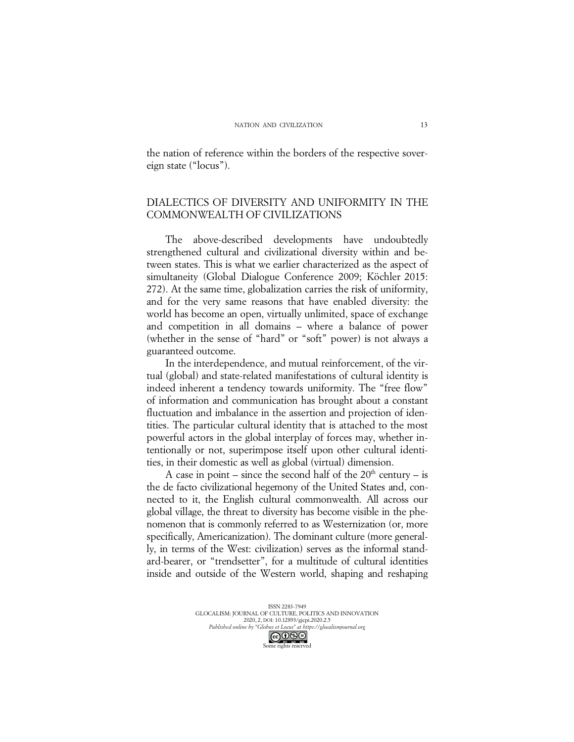the nation of reference within the borders of the respective sovereign state ("locus").

## DIALECTICS OF DIVERSITY AND UNIFORMITY IN THE COMMONWEALTH OF CIVILIZATIONS

The above-described developments have undoubtedly strengthened cultural and civilizational diversity within and between states. This is what we earlier characterized as the aspect of simultaneity (Global Dialogue Conference 2009; Köchler 2015: 272). At the same time, globalization carries the risk of uniformity, and for the very same reasons that have enabled diversity: the world has become an open, virtually unlimited, space of exchange and competition in all domains – where a balance of power (whether in the sense of "hard" or "soft" power) is not always a guaranteed outcome.

In the interdependence, and mutual reinforcement, of the virtual (global) and state-related manifestations of cultural identity is indeed inherent a tendency towards uniformity. The "free flow" of information and communication has brought about a constant fluctuation and imbalance in the assertion and projection of identities. The particular cultural identity that is attached to the most powerful actors in the global interplay of forces may, whether intentionally or not, superimpose itself upon other cultural identities, in their domestic as well as global (virtual) dimension.

A case in point – since the second half of the 20th century – is the de facto civilizational hegemony of the United States and, connected to it, the English cultural commonwealth. All across our global village, the threat to diversity has become visible in the phenomenon that is commonly referred to as Westernization (or, more specifically, Americanization). The dominant culture (more generally, in terms of the West: civilization) serves as the informal standard-bearer, or "trendsetter", for a multitude of cultural identities inside and outside of the Western world, shaping and reshaping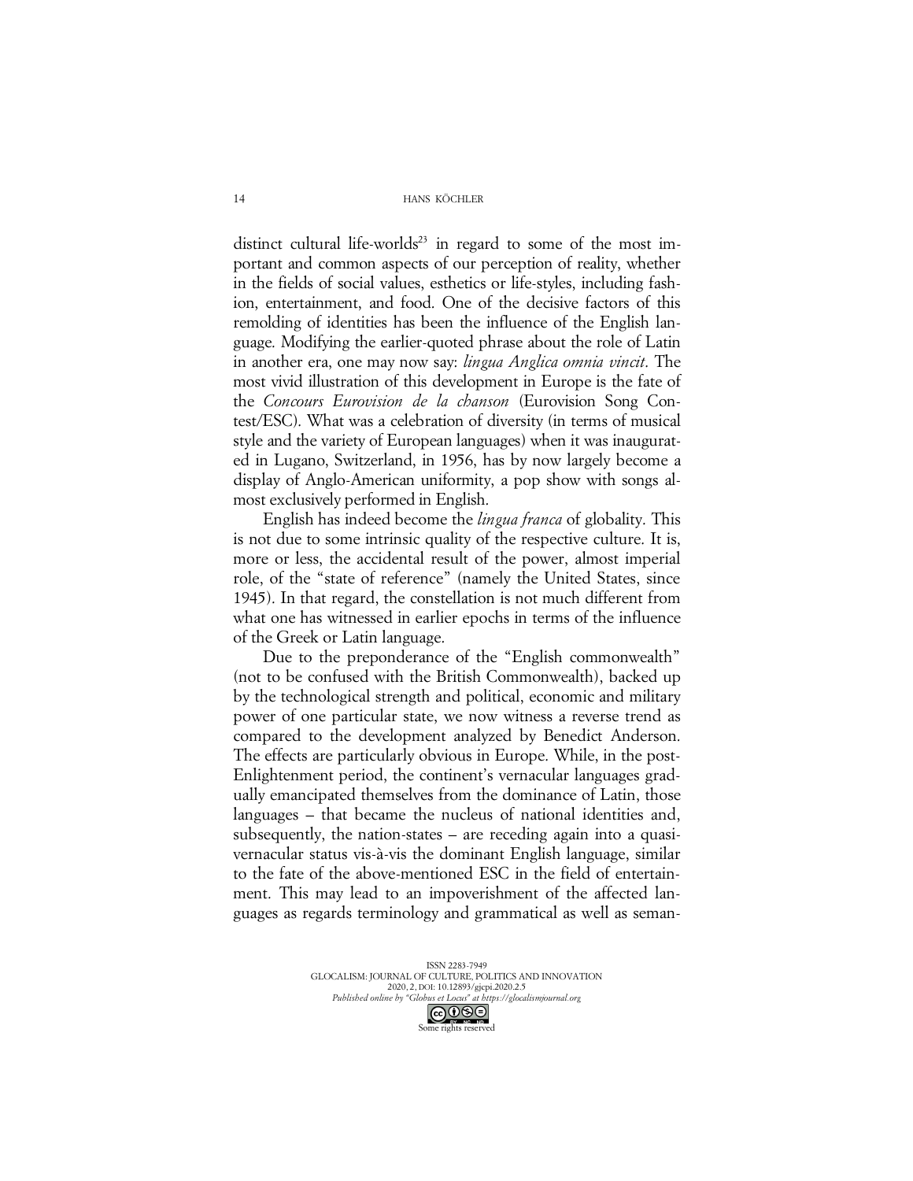distinct cultural life-worlds[23] in regard to some of the most important and common aspects of our perception of reality, whether in the fields of social values, esthetics or life-styles, including fashion, entertainment, and food. One of the decisive factors of this remolding of identities has been the influence of the English language. Modifying the earlier-quoted phrase about the role of Latin in another era, one may now say: *lingua Anglica omnia vincit*. The most vivid illustration of this development in Europe is the fate of the *Concours Eurovision de la chanson* (Eurovision Song Contest/ESC). What was a celebration of diversity (in terms of musical style and the variety of European languages) when it was inaugurated in Lugano, Switzerland, in 1956, has by now largely become a display of Anglo-American uniformity, a pop show with songs almost exclusively performed in English.

English has indeed become the *lingua franca* of globality. This is not due to some intrinsic quality of the respective culture. It is, more or less, the accidental result of the power, almost imperial role, of the "state of reference" (namely the United States, since 1945). In that regard, the constellation is not much different from what one has witnessed in earlier epochs in terms of the influence of the Greek or Latin language.

Due to the preponderance of the "English commonwealth" (not to be confused with the British Commonwealth), backed up by the technological strength and political, economic and military power of one particular state, we now witness a reverse trend as compared to the development analyzed by Benedict Anderson. The effects are particularly obvious in Europe. While, in the post-Enlightenment period, the continent's vernacular languages gradually emancipated themselves from the dominance of Latin, those languages – that became the nucleus of national identities and, subsequently, the nation-states – are receding again into a quasi-vernacular status vis-à-vis the dominant English language, similar to the fate of the above-mentioned ESC in the field of entertainment. This may lead to an impoverishment of the affected languages as regards terminology and grammatical as well as seman-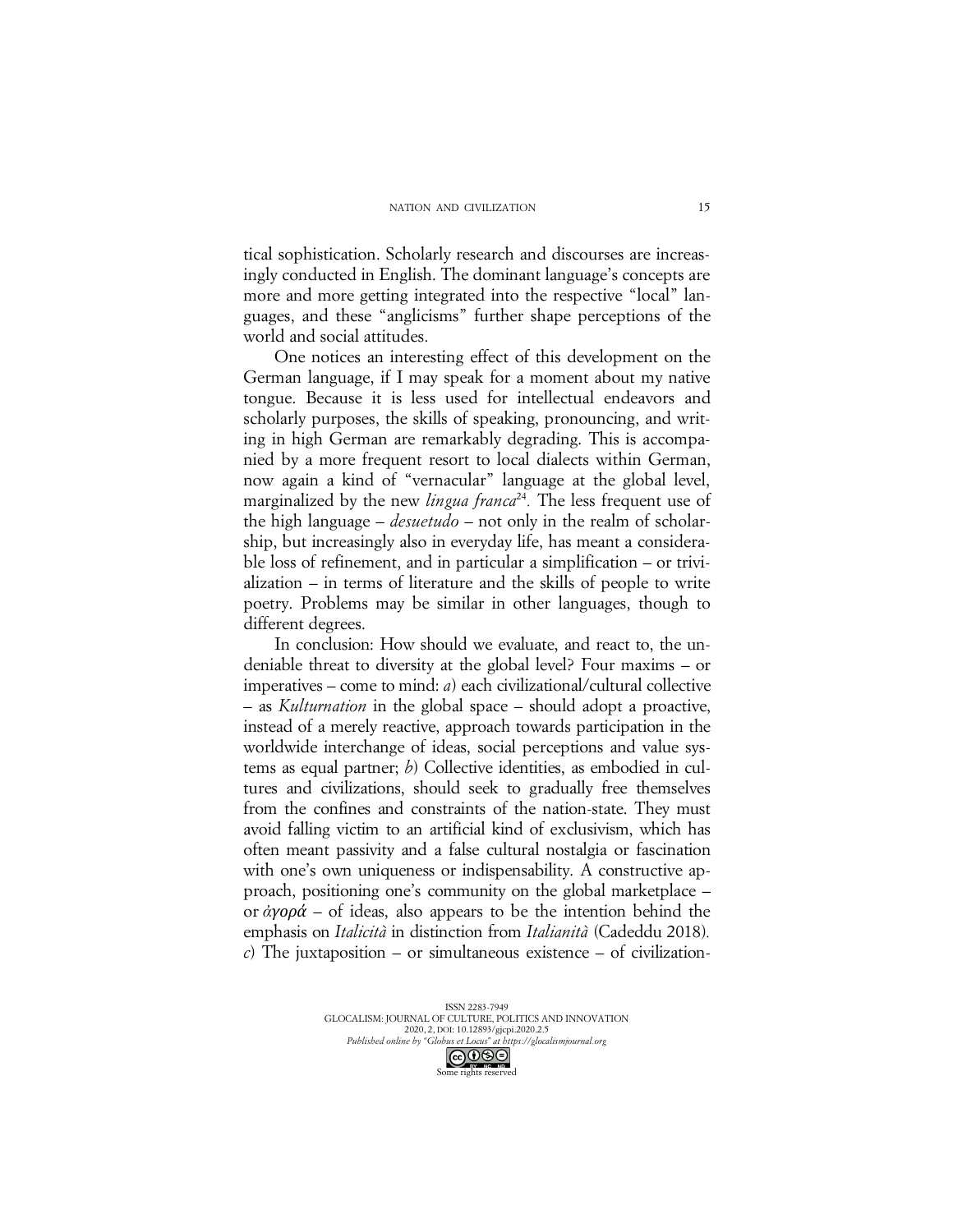tical sophistication. Scholarly research and discourses are increasingly conducted in English. The dominant language's concepts are more and more getting integrated into the respective "local" languages, and these "anglicisms" further shape perceptions of the world and social attitudes.

One notices an interesting effect of this development on the German language, if I may speak for a moment about my native tongue. Because it is less used for intellectual endeavors and scholarly purposes, the skills of speaking, pronouncing, and writing in high German are remarkably degrading. This is accompanied by a more frequent resort to local dialects within German, now again a kind of "vernacular" language at the global level, marginalized by the new *lingua franca*[24]. The less frequent use of the high language – *desuetudo* – not only in the realm of scholarship, but increasingly also in everyday life, has meant a considerable loss of refinement, and in particular a simplification – or trivialization – in terms of literature and the skills of people to write poetry. Problems may be similar in other languages, though to different degrees.

In conclusion: How should we evaluate, and react to, the undeniable threat to diversity at the global level? Four maxims – or imperatives – come to mind: *a*) each civilizational/cultural collective – as *Kulturnation* in the global space – should adopt a proactive, instead of a merely reactive, approach towards participation in the worldwide interchange of ideas, social perceptions and value systems as equal partner; *b*) Collective identities, as embodied in cultures and civilizations, should seek to gradually free themselves from the confines and constraints of the nation-state. They must avoid falling victim to an artificial kind of exclusivism, which has often meant passivity and a false cultural nostalgia or fascination with one's own uniqueness or indispensability. A constructive approach, positioning one's community on the global marketplace – or *ἀγορά* – of ideas, also appears to be the intention behind the emphasis on *Italicità* in distinction from *Italianità* (Cadeddu 2018). *c*) The juxtaposition – or simultaneous existence – of civilization-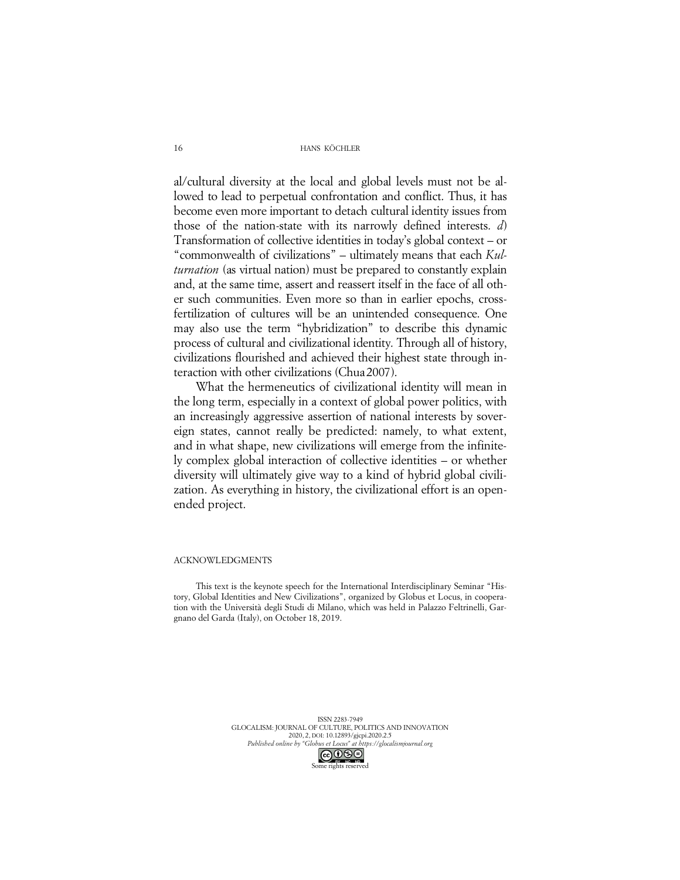al/cultural diversity at the local and global levels must not be allowed to lead to perpetual confrontation and conflict. Thus, it has become even more important to detach cultural identity issues from those of the nation-state with its narrowly defined interests. *d*) Transformation of collective identities in today's global context – or "commonwealth of civilizations" – ultimately means that each *Kulturnation* (as virtual nation) must be prepared to constantly explain and, at the same time, assert and reassert itself in the face of all other such communities. Even more so than in earlier epochs, cross-fertilization of cultures will be an unintended consequence. One may also use the term "hybridization" to describe this dynamic process of cultural and civilizational identity. Through all of history, civilizations flourished and achieved their highest state through interaction with other civilizations (Chua 2007).

What the hermeneutics of civilizational identity will mean in the long term, especially in a context of global power politics, with an increasingly aggressive assertion of national interests by sovereign states, cannot really be predicted: namely, to what extent, and in what shape, new civilizations will emerge from the infinitely complex global interaction of collective identities – or whether diversity will ultimately give way to a kind of hybrid global civilization. As everything in history, the civilizational effort is an open-ended project.

## ACKNOWLEDGMENTS

This text is the keynote speech for the International Interdisciplinary Seminar "History, Global Identities and New Civilizations", organized by Globus et Locus, in cooperation with the Università degli Studi di Milano, which was held in Palazzo Feltrinelli, Gargnano del Garda (Italy), on October 18, 2019.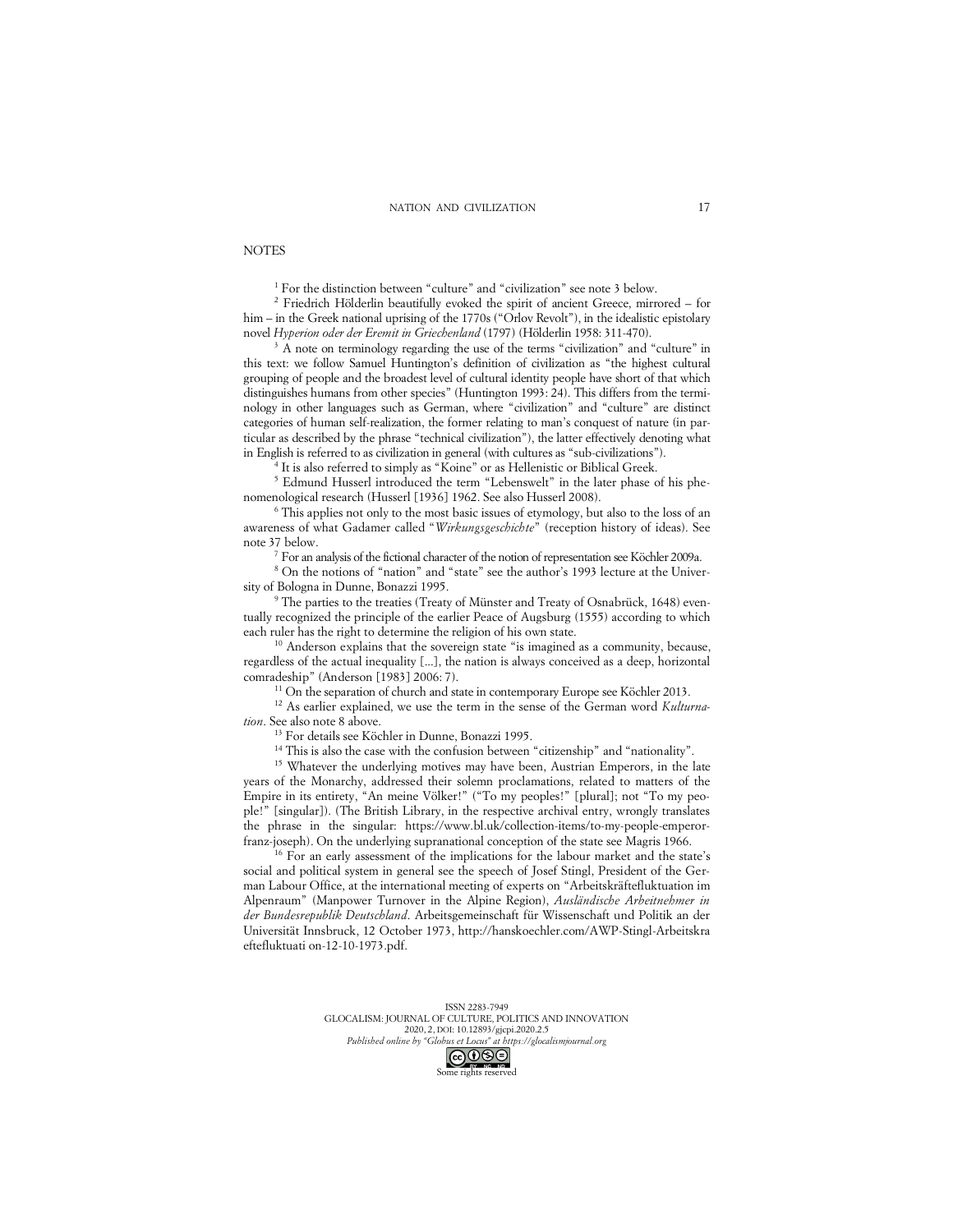## NOTES

[1] For the distinction between "culture" and "civilization" see note 3 below.

[2] Friedrich Hölderlin beautifully evoked the spirit of ancient Greece, mirrored – for him – in the Greek national uprising of the 1770s ("Orlov Revolt"), in the idealistic epistolary novel *Hyperion oder der Eremit in Griechenland* (1797) (Hölderlin 1958: 311-470).

[3] A note on terminology regarding the use of the terms "civilization" and "culture" in this text: we follow Samuel Huntington's definition of civilization as "the highest cultural grouping of people and the broadest level of cultural identity people have short of that which distinguishes humans from other species" (Huntington 1993: 24). This differs from the terminology in other languages such as German, where "civilization" and "culture" are distinct categories of human self-realization, the former relating to man's conquest of nature (in particular as described by the phrase "technical civilization"), the latter effectively denoting what in English is referred to as civilization in general (with cultures as "sub-civilizations").

[4] It is also referred to simply as "Koine" or as Hellenistic or Biblical Greek.

[5] Edmund Husserl introduced the term "Lebenswelt" in the later phase of his phenomenological research (Husserl [1936] 1962. See also Husserl 2008).

[6] This applies not only to the most basic issues of etymology, but also to the loss of an awareness of what Gadamer called "*Wirkungsgeschichte*" (reception history of ideas). See note 37 below.

[7] For an analysis of the fictional character of the notion of representation see Köchler 2009a.

[8] On the notions of "nation" and "state" see the author's 1993 lecture at the University of Bologna in Dunne, Bonazzi 1995.

[9] The parties to the treaties (Treaty of Münster and Treaty of Osnabrück, 1648) eventually recognized the principle of the earlier Peace of Augsburg (1555) according to which each ruler has the right to determine the religion of his own state.

[10] Anderson explains that the sovereign state "is imagined as a community, because, regardless of the actual inequality [...], the nation is always conceived as a deep, horizontal comradeship" (Anderson [1983] 2006: 7).

[11] On the separation of church and state in contemporary Europe see Köchler 2013.

[12] As earlier explained, we use the term in the sense of the German word *Kulturnation*. See also note 8 above.

[13] For details see Köchler in Dunne, Bonazzi 1995.

[14] This is also the case with the confusion between "citizenship" and "nationality".

[15] Whatever the underlying motives may have been, Austrian Emperors, in the late years of the Monarchy, addressed their solemn proclamations, related to matters of the Empire in its entirety, "An meine Völker!" ("To my peoples!" [plural]; not "To my people!" [singular]). (The British Library, in the respective archival entry, wrongly translates the phrase in the singular: https://www.bl.uk/collection-items/to-my-people-emperor-franz-joseph). On the underlying supranational conception of the state see Magris 1966.

[16] For an early assessment of the implications for the labour market and the state's social and political system in general see the speech of Josef Stingl, President of the German Labour Office, at the international meeting of experts on "Arbeitskräftefluktuation im Alpenraum" (Manpower Turnover in the Alpine Region), *Ausländische Arbeitnehmer in der Bundesrepublik Deutschland*. Arbeitsgemeinschaft für Wissenschaft und Politik an der Universität Innsbruck, 12 October 1973, http://hanskoechler.com/AWP-Stingl-Arbeitskraeftefluktuation-12-10-1973.pdf.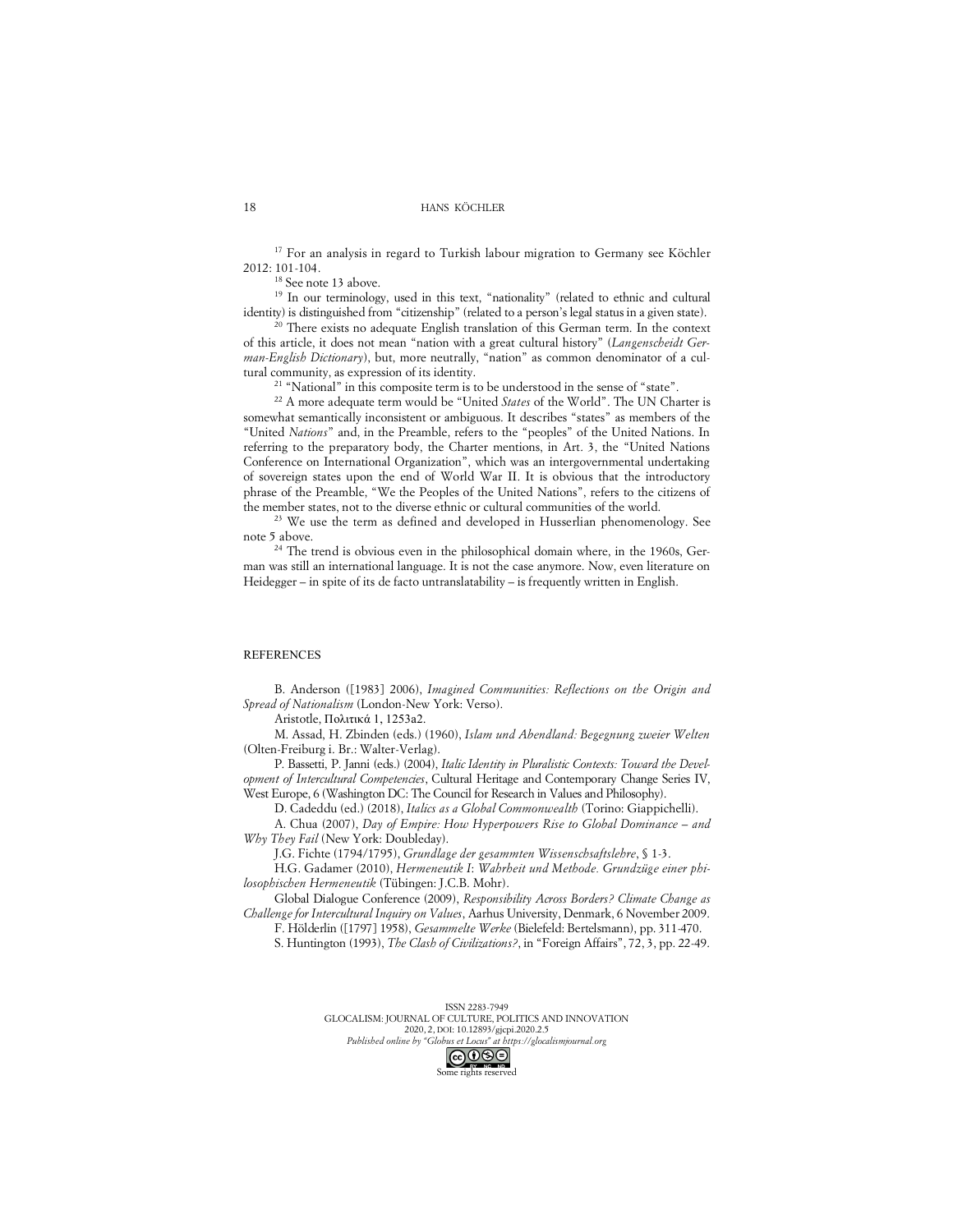[17] For an analysis in regard to Turkish labour migration to Germany see Köchler 2012: 101-104.

[18] See note 13 above.

[19] In our terminology, used in this text, "nationality" (related to ethnic and cultural identity) is distinguished from "citizenship" (related to a person's legal status in a given state).

[20] There exists no adequate English translation of this German term. In the context of this article, it does not mean "nation with a great cultural history" (*Langenscheidt German-English Dictionary*), but, more neutrally, "nation" as common denominator of a cultural community, as expression of its identity.

[21] "National" in this composite term is to be understood in the sense of "state".

[22] A more adequate term would be "United *States* of the World". The UN Charter is somewhat semantically inconsistent or ambiguous. It describes "states" as members of the "United *Nations*" and, in the Preamble, refers to the "peoples" of the United Nations. In referring to the preparatory body, the Charter mentions, in Art. 3, the "United Nations Conference on International Organization", which was an intergovernmental undertaking of sovereign states upon the end of World War II. It is obvious that the introductory phrase of the Preamble, "We the Peoples of the United Nations", refers to the citizens of the member states, not to the diverse ethnic or cultural communities of the world.

[23] We use the term as defined and developed in Husserlian phenomenology. See note 5 above.

[24] The trend is obvious even in the philosophical domain where, in the 1960s, German was still an international language. It is not the case anymore. Now, even literature on Heidegger – in spite of its de facto untranslatability – is frequently written in English.

## REFERENCES

B. Anderson ([1983] 2006), *Imagined Communities: Reflections on the Origin and Spread of Nationalism* (London-New York: Verso).

Aristotle, Πολιτικά 1, 1253a2.

M. Assad, H. Zbinden (eds.) (1960), *Islam und Abendland: Begegnung zweier Welten* (Olten-Freiburg i. Br.: Walter-Verlag).

P. Bassetti, P. Janni (eds.) (2004), *Italic Identity in Pluralistic Contexts: Toward the Development of Intercultural Competencies*, Cultural Heritage and Contemporary Change Series IV, West Europe, 6 (Washington DC: The Council for Research in Values and Philosophy).

D. Cadeddu (ed.) (2018), *Italics as a Global Commonwealth* (Torino: Giappichelli).

A. Chua (2007), *Day of Empire: How Hyperpowers Rise to Global Dominance – and Why They Fail* (New York: Doubleday).

J.G. Fichte (1794/1795), *Grundlage der gesammten Wissenschsaftslehre*, § 1-3.

H.G. Gadamer (2010), *Hermeneutik I: Wahrheit und Methode. Grundzüge einer philosophischen Hermeneutik* (Tübingen: J.C.B. Mohr).

Global Dialogue Conference (2009), *Responsibility Across Borders? Climate Change as Challenge for Intercultural Inquiry on Values*, Aarhus University, Denmark, 6 November 2009.

F. Hölderlin ([1797] 1958), *Gesammelte Werke* (Bielefeld: Bertelsmann), pp. 311-470.

S. Huntington (1993), *The Clash of Civilizations?*, in "Foreign Affairs", 72, 3, pp. 22-49.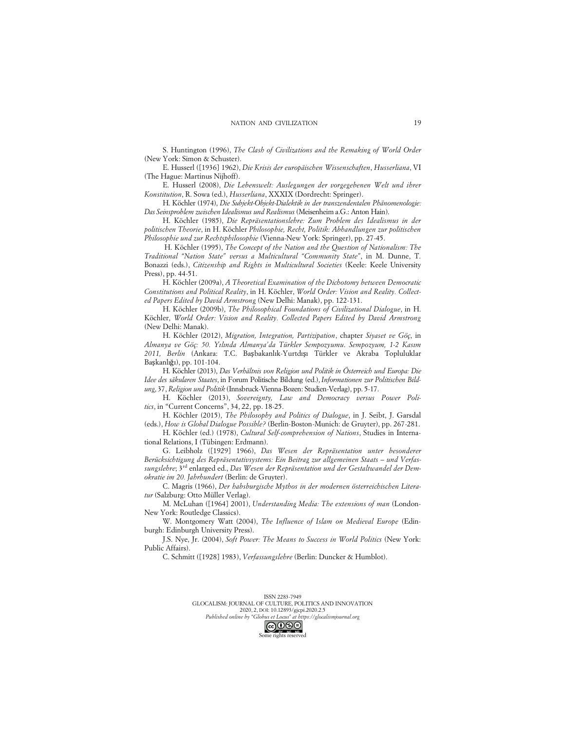S. Huntington (1996), *The Clash of Civilizations and the Remaking of World Order* (New York: Simon & Schuster).

E. Husserl ([1936] 1962), *Die Krisis der europäischen Wissenschaften*, *Husserliana*, VI (The Hague: Martinus Nijhoff).

E. Husserl (2008), *Die Lebenswelt: Auslegungen der vorgegebenen Welt und ihrer Konstitution*, R. Sowa (ed.), *Husserliana*, XXXIX (Dordrecht: Springer).

H. Köchler (1974), *Die Subjekt-Objekt-Dialektik in der transzendentalen Phänomenologie: Das Seinsproblem zwischen Idealismus und Realismus* (Meisenheim a.G.: Anton Hain).

H. Köchler (1985), *Die Repräsentationslehre: Zum Problem des Idealismus in der politischen Theorie*, in H. Köchler *Philosophie, Recht, Politik: Abhandlungen zur politischen Philosophie und zur Rechtsphilosophie* (Vienna-New York: Springer), pp. 27-45.

H. Köchler (1995), *The Concept of the Nation and the Question of Nationalism: The Traditional "Nation State" versus a Multicultural "Community State"*, in M. Dunne, T. Bonazzi (eds.), *Citizenship and Rights in Multicultural Societies* (Keele: Keele University Press), pp. 44-51.

H. Köchler (2009a), *A Theoretical Examination of the Dichotomy between Democratic Constitutions and Political Reality*, in H. Köchler, *World Order: Vision and Reality. Collected Papers Edited by David Armstrong* (New Delhi: Manak), pp. 122-131.

H. Köchler (2009b), *The Philosophical Foundations of Civilizational Dialogue*, in H. Köchler, *World Order: Vision and Reality. Collected Papers Edited by David Armstrong* (New Delhi: Manak).

H. Köchler (2012), *Migration, Integration, Partizipation*, chapter *Siyaset ve Göç*, in *Almanya ve Göç: 50. Yılında Almanya'da Türkler Sempozyumu. Sempozyum, 1-2 Kasım 2011, Berlin* (Ankara: T.C. Başbakanlık-Yurtdışı Türkler ve Akraba Topluluklar Başkanlığı), pp. 101-104.

H. Köchler (2013), *Das Verhältnis von Religion und Politik in Österreich und Europa: Die Idee des säkularen Staates*, in Forum Politische Bildung (ed.), *Informationen zur Politischen Bildung*, 37, *Religion und Politik* (Innsbruck-Vienna-Bozen: Studien-Verlag), pp. 5-17.

H. Köchler (2013), *Sovereignty, Law and Democracy versus Power Politics*, in "Current Concerns", 34, 22, pp. 18-25.

H. Köchler (2015), *The Philosophy and Politics of Dialogue*, in J. Seibt, J. Garsdal (eds.), *How is Global Dialogue Possible?* (Berlin-Boston-Munich: de Gruyter), pp. 267-281.

H. Köchler (ed.) (1978), *Cultural Self-comprehension of Nations*, Studies in International Relations, I (Tübingen: Erdmann).

G. Leibholz ([1929] 1966), *Das Wesen der Repräsentation unter besonderer Berücksichtigung des Repräsentativsystems: Ein Beitrag zur allgemeinen Staats – und Verfassungslehre*; 3rd enlarged ed., *Das Wesen der Repräsentation und der Gestaltwandel der Demokratie im 20. Jahrhundert* (Berlin: de Gruyter).

C. Magris (1966), *Der habsburgische Mythos in der modernen österreichischen Literatur* (Salzburg: Otto Müller Verlag).

M. McLuhan ([1964] 2001), *Understanding Media: The extensions of man* (London-New York: Routledge Classics).

W. Montgomery Watt (2004), *The Influence of Islam on Medieval Europe* (Edinburgh: Edinburgh University Press).

J.S. Nye, Jr. (2004), *Soft Power: The Means to Success in World Politics* (New York: Public Affairs).

C. Schmitt ([1928] 1983), *Verfassungslehre* (Berlin: Duncker & Humblot).